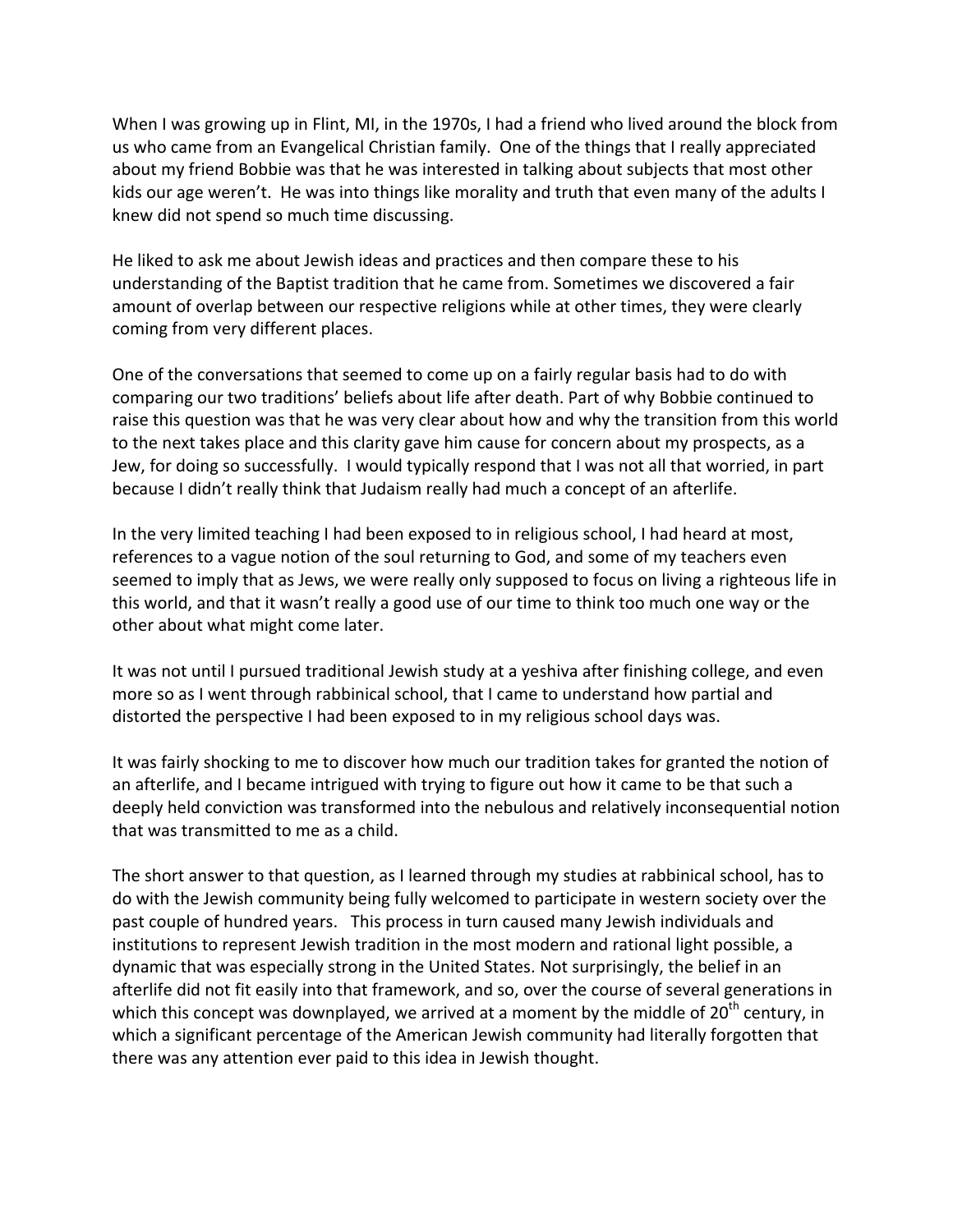When I was growing up in Flint, MI, in the 1970s, I had a friend who lived around the block from us who came from an Evangelical Christian family. One of the things that I really appreciated about my friend Bobbie was that he was interested in talking about subjects that most other kids our age weren't. He was into things like morality and truth that even many of the adults I knew did not spend so much time discussing.

He liked to ask me about Jewish ideas and practices and then compare these to his understanding of the Baptist tradition that he came from. Sometimes we discovered a fair amount of overlap between our respective religions while at other times, they were clearly coming from very different places.

One of the conversations that seemed to come up on a fairly regular basis had to do with comparing our two traditions' beliefs about life after death. Part of why Bobbie continued to raise this question was that he was very clear about how and why the transition from this world to the next takes place and this clarity gave him cause for concern about my prospects, as a Jew, for doing so successfully. I would typically respond that I was not all that worried, in part because I didn't really think that Judaism really had much a concept of an afterlife.

In the very limited teaching I had been exposed to in religious school, I had heard at most, references to a vague notion of the soul returning to God, and some of my teachers even seemed to imply that as Jews, we were really only supposed to focus on living a righteous life in this world, and that it wasn't really a good use of our time to think too much one way or the other about what might come later.

It was not until I pursued traditional Jewish study at a yeshiva after finishing college, and even more so as I went through rabbinical school, that I came to understand how partial and distorted the perspective I had been exposed to in my religious school days was.

It was fairly shocking to me to discover how much our tradition takes for granted the notion of an afterlife, and I became intrigued with trying to figure out how it came to be that such a deeply held conviction was transformed into the nebulous and relatively inconsequential notion that was transmitted to me as a child.

The short answer to that question, as I learned through my studies at rabbinical school, has to do with the Jewish community being fully welcomed to participate in western society over the past couple of hundred years. This process in turn caused many Jewish individuals and institutions to represent Jewish tradition in the most modern and rational light possible, a dynamic that was especially strong in the United States. Not surprisingly, the belief in an afterlife did not fit easily into that framework, and so, over the course of several generations in which this concept was downplayed, we arrived at a moment by the middle of 20th century, in which a significant percentage of the American Jewish community had literally forgotten that there was any attention ever paid to this idea in Jewish thought.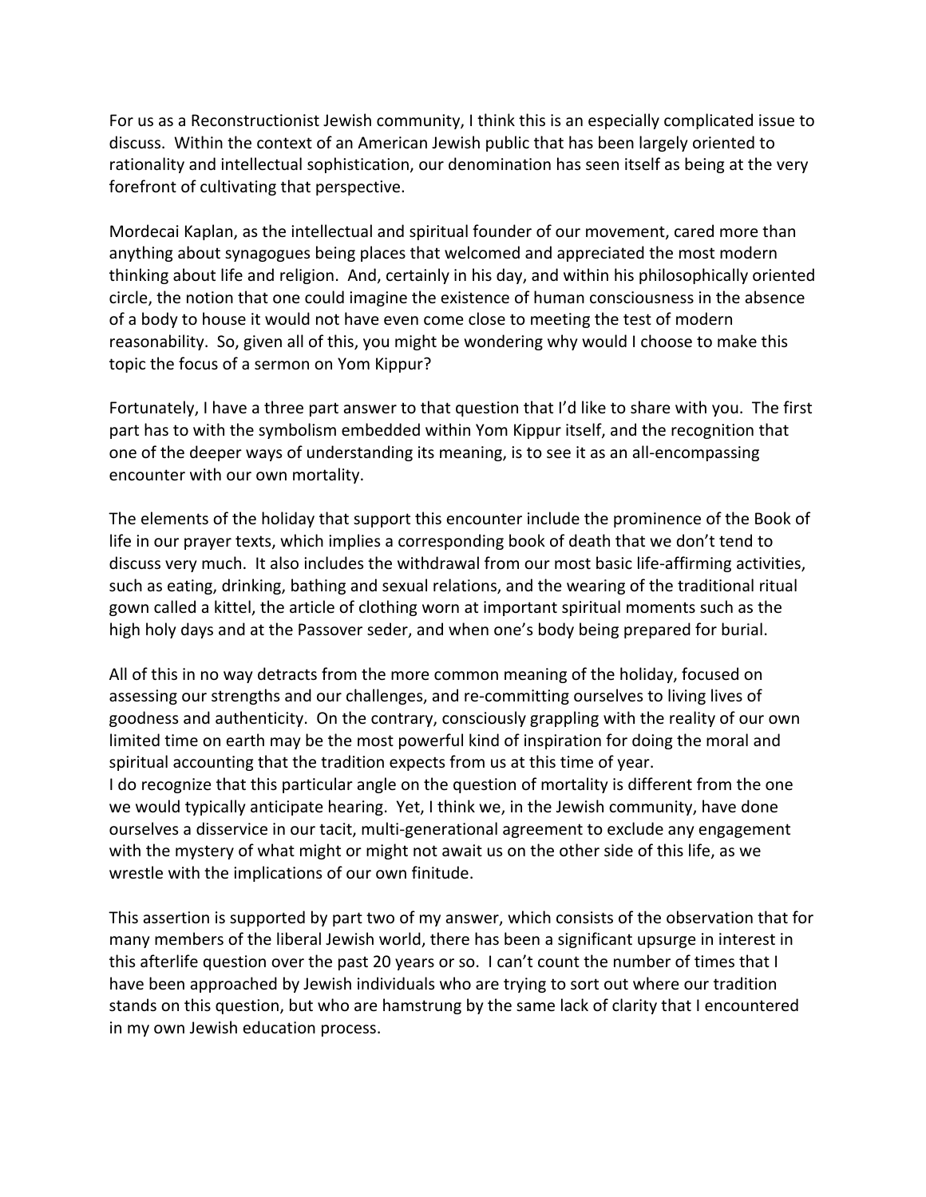For us as a Reconstructionist Jewish community, I think this is an especially complicated issue to discuss. Within the context of an American Jewish public that has been largely oriented to rationality and intellectual sophistication, our denomination has seen itself as being at the very forefront of cultivating that perspective.

Mordecai Kaplan, as the intellectual and spiritual founder of our movement, cared more than anything about synagogues being places that welcomed and appreciated the most modern thinking about life and religion. And, certainly in his day, and within his philosophically oriented circle, the notion that one could imagine the existence of human consciousness in the absence of a body to house it would not have even come close to meeting the test of modern reasonability. So, given all of this, you might be wondering why would I choose to make this topic the focus of a sermon on Yom Kippur?

Fortunately, I have a three part answer to that question that I'd like to share with you. The first part has to with the symbolism embedded within Yom Kippur itself, and the recognition that one of the deeper ways of understanding its meaning, is to see it as an all-encompassing encounter with our own mortality.

The elements of the holiday that support this encounter include the prominence of the Book of life in our prayer texts, which implies a corresponding book of death that we don't tend to discuss very much. It also includes the withdrawal from our most basic life-affirming activities, such as eating, drinking, bathing and sexual relations, and the wearing of the traditional ritual gown called a kittel, the article of clothing worn at important spiritual moments such as the high holy days and at the Passover seder, and when one's body being prepared for burial.

All of this in no way detracts from the more common meaning of the holiday, focused on assessing our strengths and our challenges, and re-committing ourselves to living lives of goodness and authenticity. On the contrary, consciously grappling with the reality of our own limited time on earth may be the most powerful kind of inspiration for doing the moral and spiritual accounting that the tradition expects from us at this time of year.
I do recognize that this particular angle on the question of mortality is different from the one we would typically anticipate hearing. Yet, I think we, in the Jewish community, have done ourselves a disservice in our tacit, multi-generational agreement to exclude any engagement with the mystery of what might or might not await us on the other side of this life, as we wrestle with the implications of our own finitude.

This assertion is supported by part two of my answer, which consists of the observation that for many members of the liberal Jewish world, there has been a significant upsurge in interest in this afterlife question over the past 20 years or so. I can't count the number of times that I have been approached by Jewish individuals who are trying to sort out where our tradition stands on this question, but who are hamstrung by the same lack of clarity that I encountered in my own Jewish education process.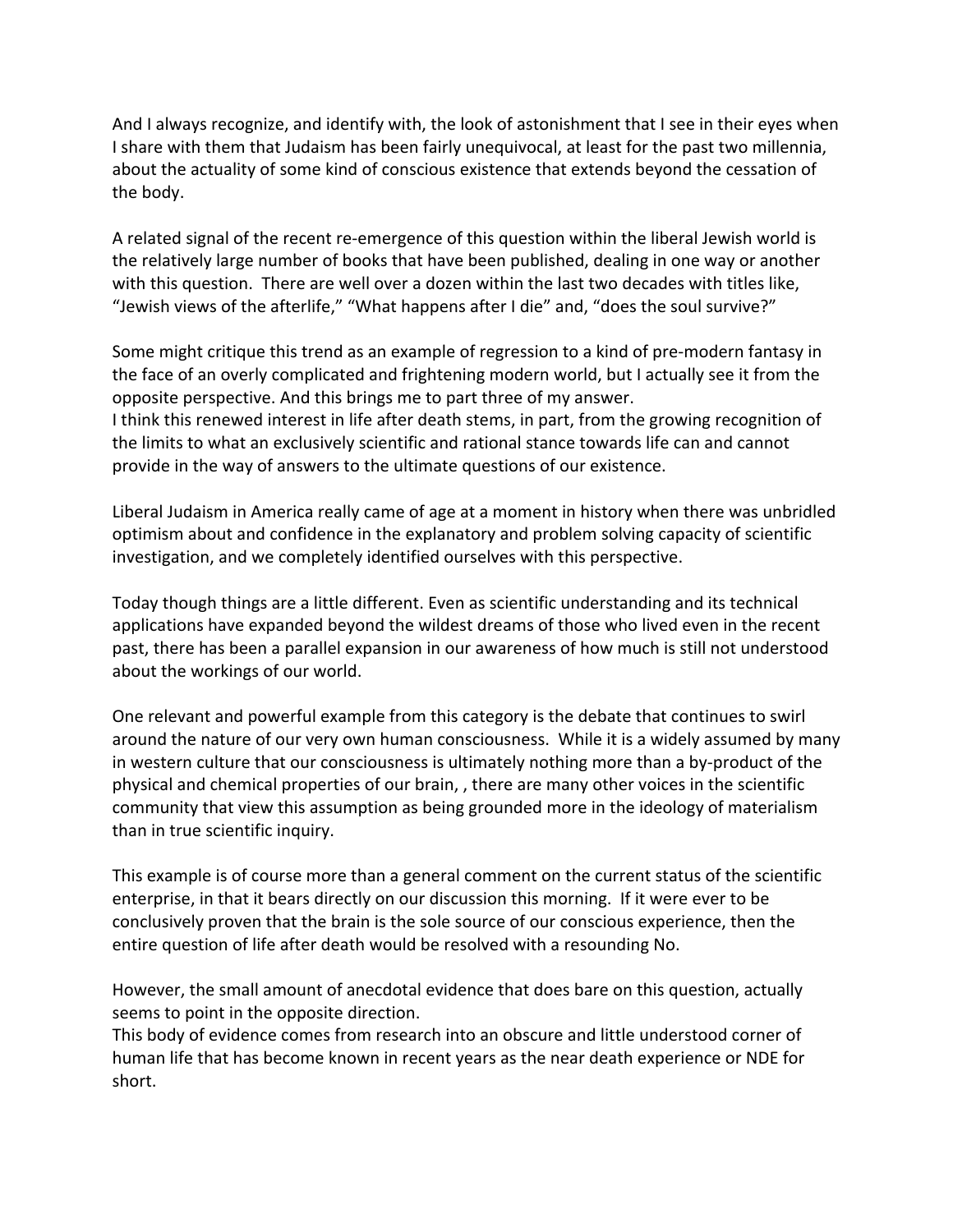And I always recognize, and identify with, the look of astonishment that I see in their eyes when I share with them that Judaism has been fairly unequivocal, at least for the past two millennia, about the actuality of some kind of conscious existence that extends beyond the cessation of the body.

A related signal of the recent re-emergence of this question within the liberal Jewish world is the relatively large number of books that have been published, dealing in one way or another with this question. There are well over a dozen within the last two decades with titles like, "Jewish views of the afterlife," "What happens after I die" and, "does the soul survive?"

Some might critique this trend as an example of regression to a kind of pre-modern fantasy in the face of an overly complicated and frightening modern world, but I actually see it from the opposite perspective. And this brings me to part three of my answer.
I think this renewed interest in life after death stems, in part, from the growing recognition of the limits to what an exclusively scientific and rational stance towards life can and cannot provide in the way of answers to the ultimate questions of our existence.

Liberal Judaism in America really came of age at a moment in history when there was unbridled optimism about and confidence in the explanatory and problem solving capacity of scientific investigation, and we completely identified ourselves with this perspective.

Today though things are a little different. Even as scientific understanding and its technical applications have expanded beyond the wildest dreams of those who lived even in the recent past, there has been a parallel expansion in our awareness of how much is still not understood about the workings of our world.

One relevant and powerful example from this category is the debate that continues to swirl around the nature of our very own human consciousness. While it is a widely assumed by many in western culture that our consciousness is ultimately nothing more than a by-product of the physical and chemical properties of our brain, , there are many other voices in the scientific community that view this assumption as being grounded more in the ideology of materialism than in true scientific inquiry.

This example is of course more than a general comment on the current status of the scientific enterprise, in that it bears directly on our discussion this morning. If it were ever to be conclusively proven that the brain is the sole source of our conscious experience, then the entire question of life after death would be resolved with a resounding No.

However, the small amount of anecdotal evidence that does bare on this question, actually seems to point in the opposite direction.
This body of evidence comes from research into an obscure and little understood corner of human life that has become known in recent years as the near death experience or NDE for short.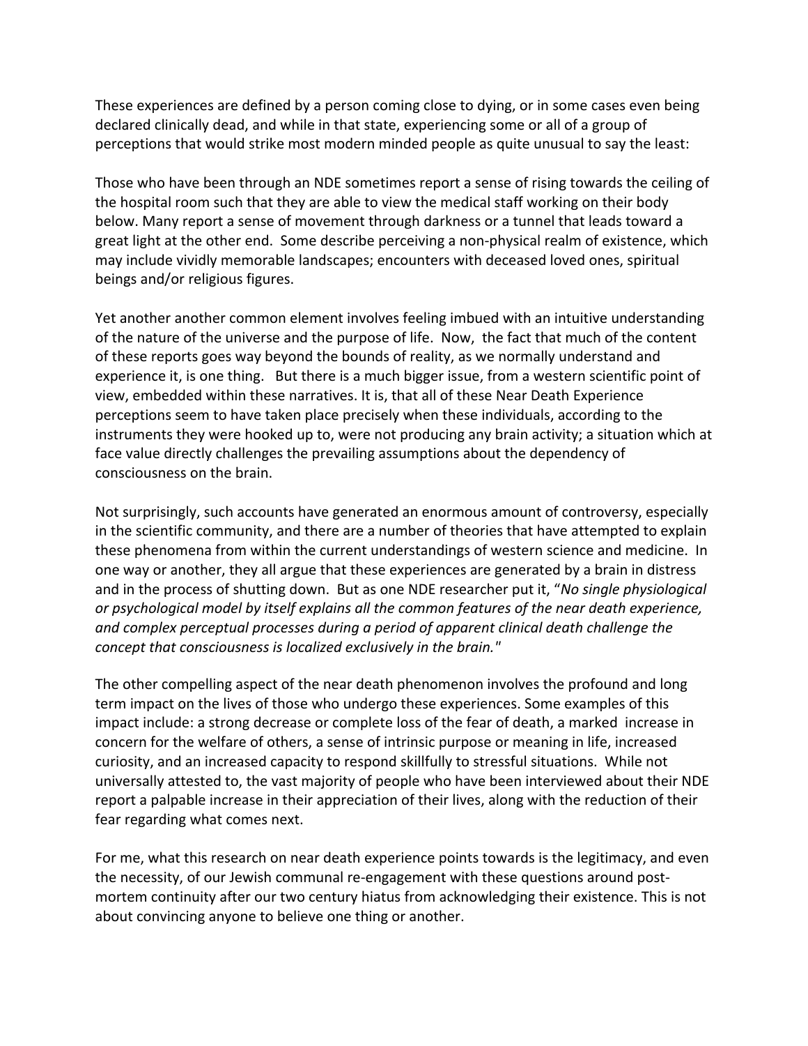These experiences are defined by a person coming close to dying, or in some cases even being declared clinically dead, and while in that state, experiencing some or all of a group of perceptions that would strike most modern minded people as quite unusual to say the least:

Those who have been through an NDE sometimes report a sense of rising towards the ceiling of the hospital room such that they are able to view the medical staff working on their body below. Many report a sense of movement through darkness or a tunnel that leads toward a great light at the other end. Some describe perceiving a non-physical realm of existence, which may include vividly memorable landscapes; encounters with deceased loved ones, spiritual beings and/or religious figures.

Yet another another common element involves feeling imbued with an intuitive understanding of the nature of the universe and the purpose of life. Now, the fact that much of the content of these reports goes way beyond the bounds of reality, as we normally understand and experience it, is one thing. But there is a much bigger issue, from a western scientific point of view, embedded within these narratives. It is, that all of these Near Death Experience perceptions seem to have taken place precisely when these individuals, according to the instruments they were hooked up to, were not producing any brain activity; a situation which at face value directly challenges the prevailing assumptions about the dependency of consciousness on the brain.

Not surprisingly, such accounts have generated an enormous amount of controversy, especially in the scientific community, and there are a number of theories that have attempted to explain these phenomena from within the current understandings of western science and medicine. In one way or another, they all argue that these experiences are generated by a brain in distress and in the process of shutting down. But as one NDE researcher put it, "*No single physiological or psychological model by itself explains all the common features of the near death experience, and complex perceptual processes during a period of apparent clinical death challenge the concept that consciousness is localized exclusively in the brain.*"

The other compelling aspect of the near death phenomenon involves the profound and long term impact on the lives of those who undergo these experiences. Some examples of this impact include: a strong decrease or complete loss of the fear of death, a marked increase in concern for the welfare of others, a sense of intrinsic purpose or meaning in life, increased curiosity, and an increased capacity to respond skillfully to stressful situations. While not universally attested to, the vast majority of people who have been interviewed about their NDE report a palpable increase in their appreciation of their lives, along with the reduction of their fear regarding what comes next.

For me, what this research on near death experience points towards is the legitimacy, and even the necessity, of our Jewish communal re-engagement with these questions around post-mortem continuity after our two century hiatus from acknowledging their existence. This is not about convincing anyone to believe one thing or another.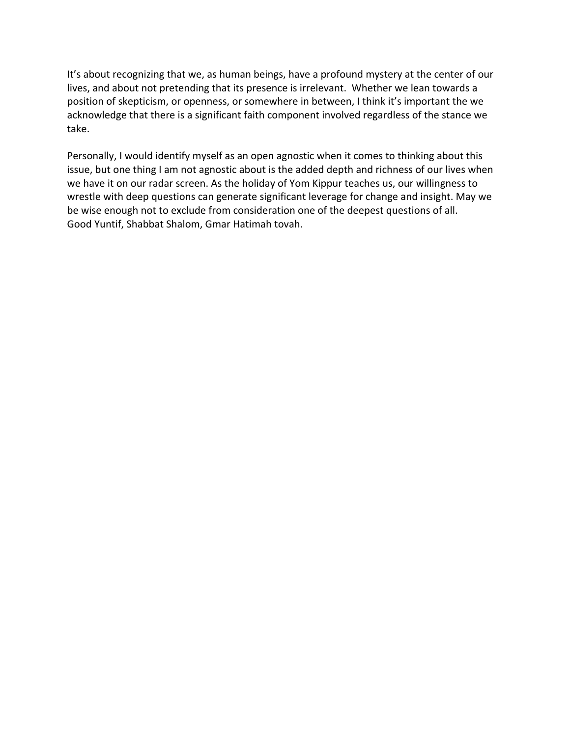It's about recognizing that we, as human beings, have a profound mystery at the center of our lives, and about not pretending that its presence is irrelevant. Whether we lean towards a position of skepticism, or openness, or somewhere in between, I think it's important the we acknowledge that there is a significant faith component involved regardless of the stance we take.

Personally, I would identify myself as an open agnostic when it comes to thinking about this issue, but one thing I am not agnostic about is the added depth and richness of our lives when we have it on our radar screen. As the holiday of Yom Kippur teaches us, our willingness to wrestle with deep questions can generate significant leverage for change and insight. May we be wise enough not to exclude from consideration one of the deepest questions of all.
Good Yuntif, Shabbat Shalom, Gmar Hatimah tovah.